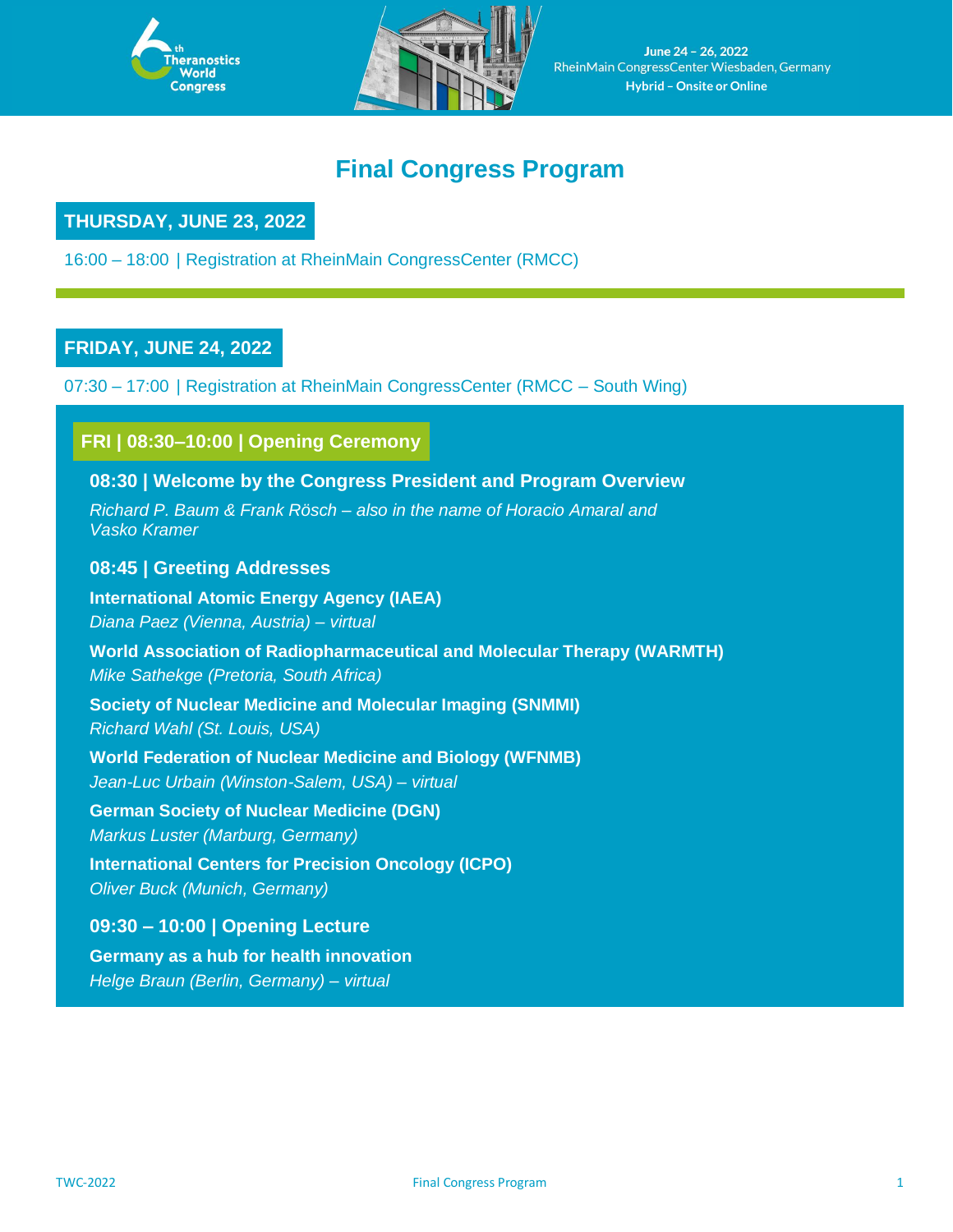6th Theranostics World Congress

June 24 – 26, 2022
RheinMain CongressCenter Wiesbaden, Germany
**Hybrid – Onsite or Online**

# Final Congress Program

## THURSDAY, JUNE 23, 2022

16:00 – 18:00 | Registration at RheinMain CongressCenter (RMCC)

## FRIDAY, JUNE 24, 2022

07:30 – 17:00 | Registration at RheinMain CongressCenter (RMCC – South Wing)

### FRI | 08:30–10:00 | Opening Ceremony

**08:30 | Welcome by the Congress President and Program Overview**

*Richard P. Baum & Frank Rösch – also in the name of Horacio Amaral and Vasko Kramer*

**08:45 | Greeting Addresses**

**International Atomic Energy Agency (IAEA)**
*Diana Paez (Vienna, Austria) – virtual*

**World Association of Radiopharmaceutical and Molecular Therapy (WARMTH)**
*Mike Sathekge (Pretoria, South Africa)*

**Society of Nuclear Medicine and Molecular Imaging (SNMMI)**
*Richard Wahl (St. Louis, USA)*

**World Federation of Nuclear Medicine and Biology (WFNMB)**
*Jean-Luc Urbain (Winston-Salem, USA) – virtual*

**German Society of Nuclear Medicine (DGN)**
*Markus Luster (Marburg, Germany)*

**International Centers for Precision Oncology (ICPO)**
*Oliver Buck (Munich, Germany)*

**09:30 – 10:00 | Opening Lecture**

**Germany as a hub for health innovation**
*Helge Braun (Berlin, Germany) – virtual*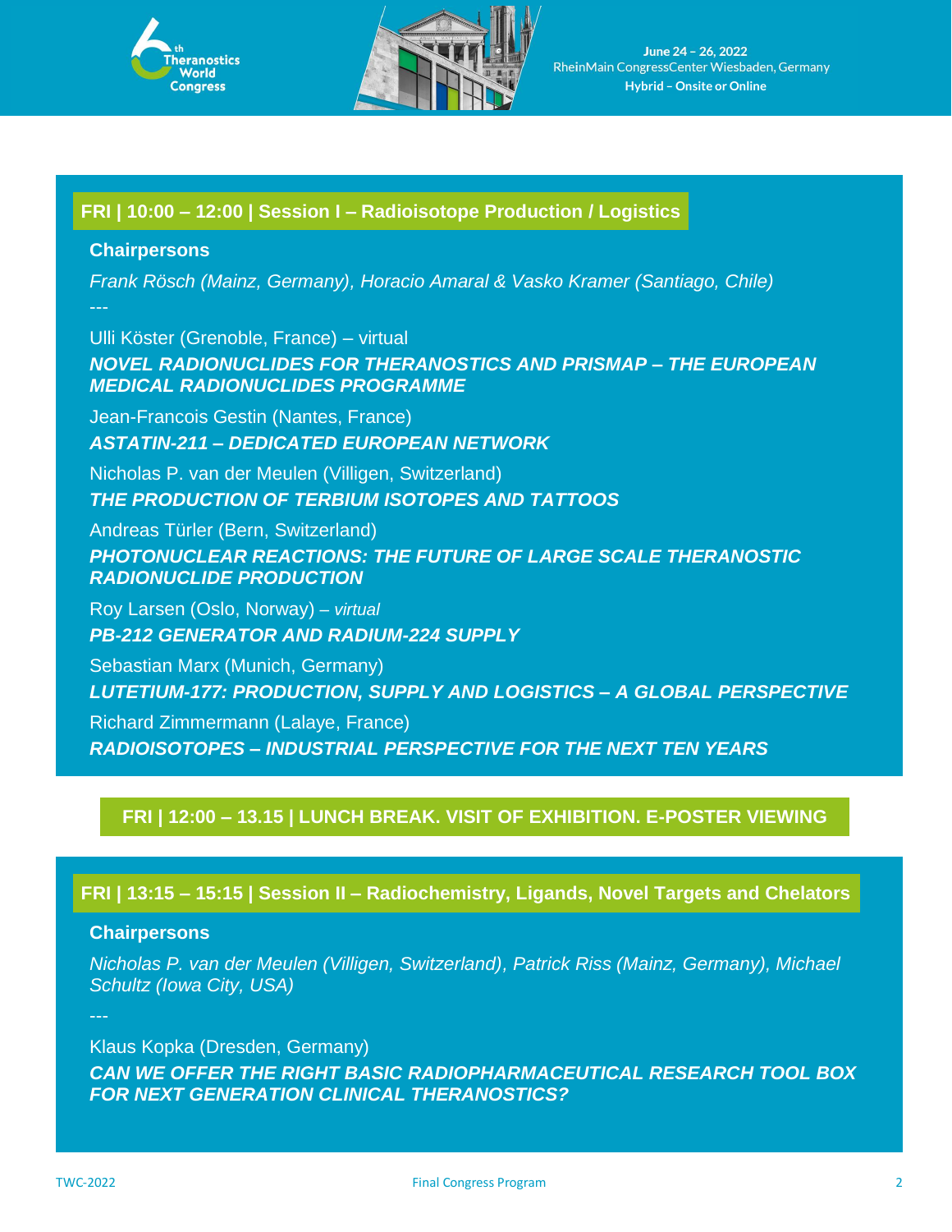## FRI | 10:00 – 12:00 | Session I – Radioisotope Production / Logistics

**Chairpersons**

*Frank Rösch (Mainz, Germany), Horacio Amaral & Vasko Kramer (Santiago, Chile)*

---

Ulli Köster (Grenoble, France) – virtual

***NOVEL RADIONUCLIDES FOR THERANOSTICS AND PRISMAP – THE EUROPEAN MEDICAL RADIONUCLIDES PROGRAMME***

Jean-Francois Gestin (Nantes, France)

***ASTATIN-211 – DEDICATED EUROPEAN NETWORK***

Nicholas P. van der Meulen (Villigen, Switzerland)

***THE PRODUCTION OF TERBIUM ISOTOPES AND TATTOOS***

Andreas Türler (Bern, Switzerland)

***PHOTONUCLEAR REACTIONS: THE FUTURE OF LARGE SCALE THERANOSTIC RADIONUCLIDE PRODUCTION***

Roy Larsen (Oslo, Norway) – *virtual*

***PB-212 GENERATOR AND RADIUM-224 SUPPLY***

Sebastian Marx (Munich, Germany)

***LUTETIUM-177: PRODUCTION, SUPPLY AND LOGISTICS – A GLOBAL PERSPECTIVE***

Richard Zimmermann (Lalaye, France)

***RADIOISOTOPES – INDUSTRIAL PERSPECTIVE FOR THE NEXT TEN YEARS***

## FRI | 12:00 – 13.15 | LUNCH BREAK. VISIT OF EXHIBITION. E-POSTER VIEWING

## FRI | 13:15 – 15:15 | Session II – Radiochemistry, Ligands, Novel Targets and Chelators

**Chairpersons**

*Nicholas P. van der Meulen (Villigen, Switzerland), Patrick Riss (Mainz, Germany), Michael Schultz (Iowa City, USA)*

---

Klaus Kopka (Dresden, Germany)

***CAN WE OFFER THE RIGHT BASIC RADIOPHARMACEUTICAL RESEARCH TOOL BOX FOR NEXT GENERATION CLINICAL THERANOSTICS?***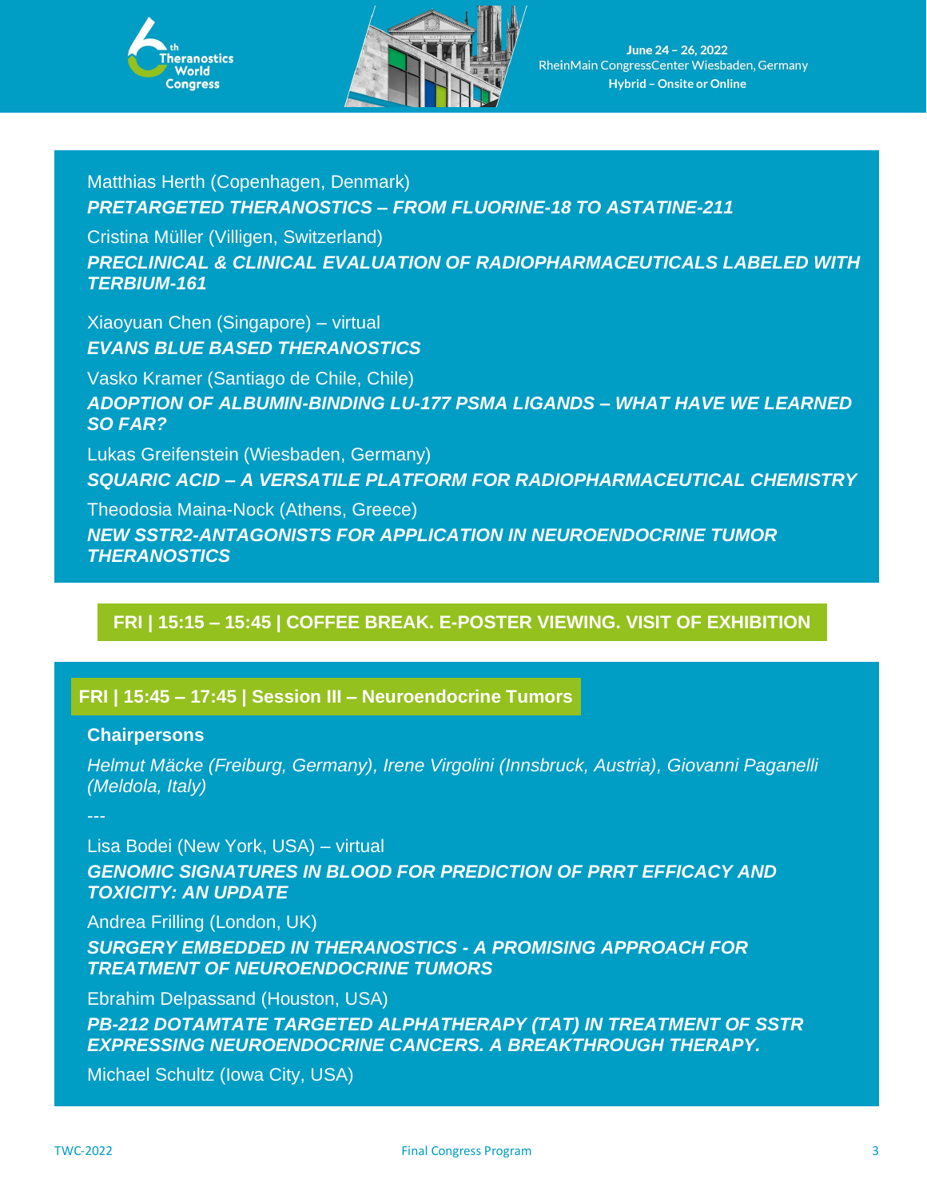Matthias Herth (Copenhagen, Denmark)

***PRETARGETED THERANOSTICS – FROM FLUORINE-18 TO ASTATINE-211***

Cristina Müller (Villigen, Switzerland)

***PRECLINICAL & CLINICAL EVALUATION OF RADIOPHARMACEUTICALS LABELED WITH TERBIUM-161***

Xiaoyuan Chen (Singapore) – virtual

***EVANS BLUE BASED THERANOSTICS***

Vasko Kramer (Santiago de Chile, Chile)

***ADOPTION OF ALBUMIN-BINDING LU-177 PSMA LIGANDS – WHAT HAVE WE LEARNED SO FAR?***

Lukas Greifenstein (Wiesbaden, Germany)

***SQUARIC ACID – A VERSATILE PLATFORM FOR RADIOPHARMACEUTICAL CHEMISTRY***

Theodosia Maina-Nock (Athens, Greece)

***NEW SSTR2-ANTAGONISTS FOR APPLICATION IN NEUROENDOCRINE TUMOR THERANOSTICS***

## FRI | 15:15 – 15:45 | COFFEE BREAK. E-POSTER VIEWING. VISIT OF EXHIBITION

## FRI | 15:45 – 17:45 | Session III – Neuroendocrine Tumors

**Chairpersons**

*Helmut Mäcke (Freiburg, Germany), Irene Virgolini (Innsbruck, Austria), Giovanni Paganelli (Meldola, Italy)*

---

Lisa Bodei (New York, USA) – virtual

***GENOMIC SIGNATURES IN BLOOD FOR PREDICTION OF PRRT EFFICACY AND TOXICITY: AN UPDATE***

Andrea Frilling (London, UK)

***SURGERY EMBEDDED IN THERANOSTICS - A PROMISING APPROACH FOR TREATMENT OF NEUROENDOCRINE TUMORS***

Ebrahim Delpassand (Houston, USA)

***PB-212 DOTAMTATE TARGETED ALPHATHERAPY (TAT) IN TREATMENT OF SSTR EXPRESSING NEUROENDOCRINE CANCERS. A BREAKTHROUGH THERAPY.***

Michael Schultz (Iowa City, USA)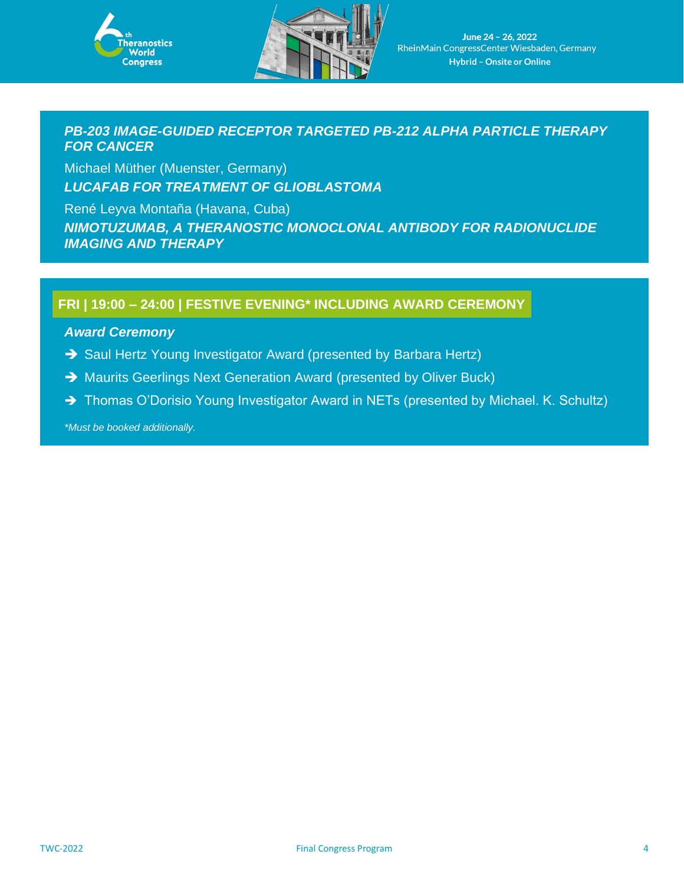***PB-203 IMAGE-GUIDED RECEPTOR TARGETED PB-212 ALPHA PARTICLE THERAPY FOR CANCER***

Michael Müther (Muenster, Germany)

***LUCAFAB FOR TREATMENT OF GLIOBLASTOMA***

René Leyva Montaña (Havana, Cuba)

***NIMOTUZUMAB, A THERANOSTIC MONOCLONAL ANTIBODY FOR RADIONUCLIDE IMAGING AND THERAPY***

## FRI | 19:00 – 24:00 | FESTIVE EVENING* INCLUDING AWARD CEREMONY

***Award Ceremony***

- ➔ Saul Hertz Young Investigator Award (presented by Barbara Hertz)
- ➔ Maurits Geerlings Next Generation Award (presented by Oliver Buck)
- ➔ Thomas O'Dorisio Young Investigator Award in NETs (presented by Michael. K. Schultz)

*\*Must be booked additionally.*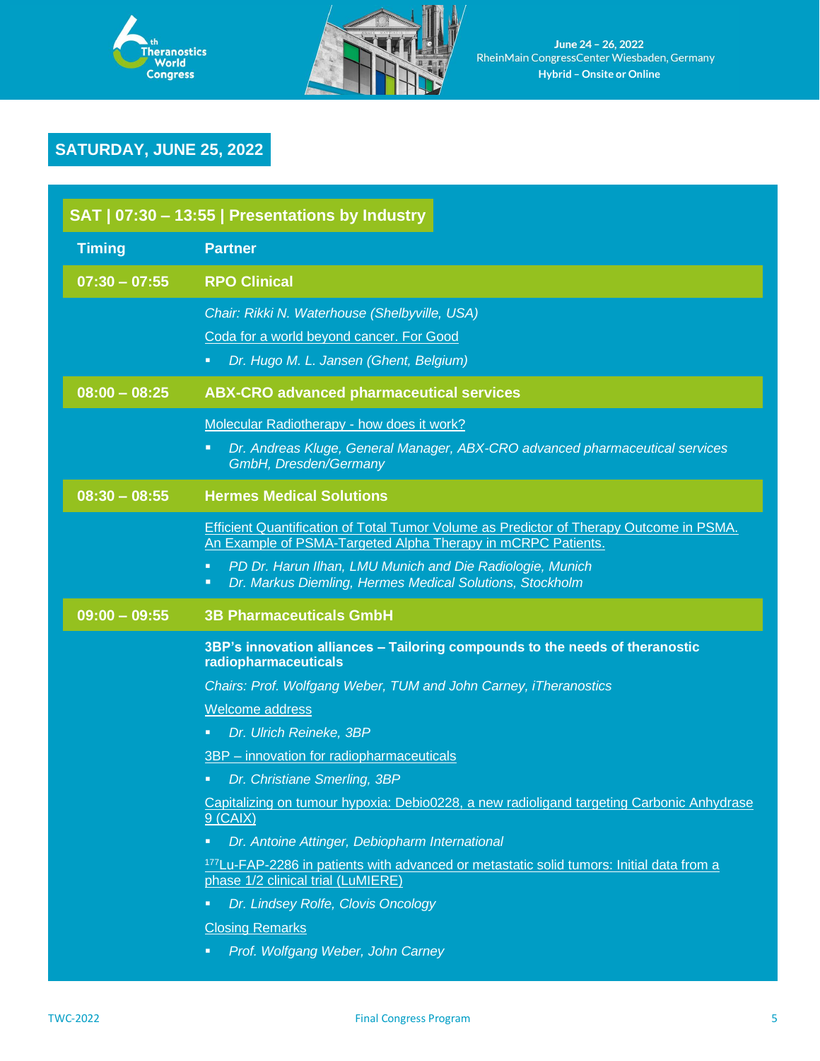## SATURDAY, JUNE 25, 2022

### SAT | 07:30 – 13:55 | Presentations by Industry

| Timing | Partner |
|---|---|
| **07:30 – 07:55** | **RPO Clinical** |

*Chair: Rikki N. Waterhouse (Shelbyville, USA)*

Coda for a world beyond cancer. For Good

- *Dr. Hugo M. L. Jansen (Ghent, Belgium)*

| Timing | Partner |
|---|---|
| **08:00 – 08:25** | **ABX-CRO advanced pharmaceutical services** |

Molecular Radiotherapy - how does it work?

- *Dr. Andreas Kluge, General Manager, ABX-CRO advanced pharmaceutical services GmbH, Dresden/Germany*

| Timing | Partner |
|---|---|
| **08:30 – 08:55** | **Hermes Medical Solutions** |

Efficient Quantification of Total Tumor Volume as Predictor of Therapy Outcome in PSMA. An Example of PSMA-Targeted Alpha Therapy in mCRPC Patients.

- *PD Dr. Harun Ilhan, LMU Munich and Die Radiologie, Munich*
- *Dr. Markus Diemling, Hermes Medical Solutions, Stockholm*

| Timing | Partner |
|---|---|
| **09:00 – 09:55** | **3B Pharmaceuticals GmbH** |

**3BP's innovation alliances – Tailoring compounds to the needs of theranostic radiopharmaceuticals**

*Chairs: Prof. Wolfgang Weber, TUM and John Carney, iTheranostics*

Welcome address

- *Dr. Ulrich Reineke, 3BP*

3BP – innovation for radiopharmaceuticals

- *Dr. Christiane Smerling, 3BP*

Capitalizing on tumour hypoxia: Debio0228, a new radioligand targeting Carbonic Anhydrase 9 (CAIX)

- *Dr. Antoine Attinger, Debiopharm International*

$^{177}$Lu-FAP-2286 in patients with advanced or metastatic solid tumors: Initial data from a phase 1/2 clinical trial (LuMIERE)

- *Dr. Lindsey Rolfe, Clovis Oncology*

Closing Remarks

- *Prof. Wolfgang Weber, John Carney*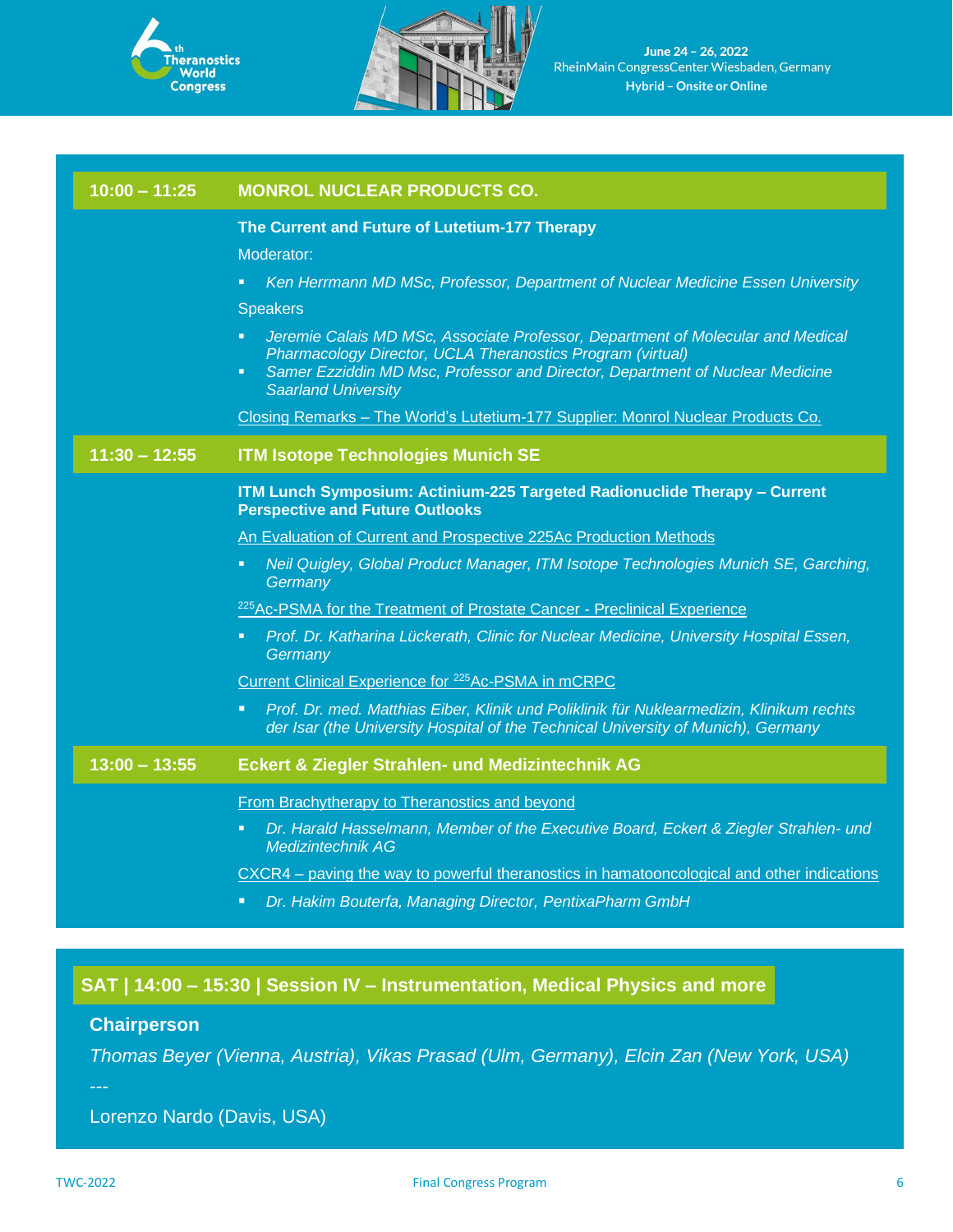## 10:00 – 11:25 MONROL NUCLEAR PRODUCTS CO.

**The Current and Future of Lutetium-177 Therapy**

Moderator:

- *Ken Herrmann MD MSc, Professor, Department of Nuclear Medicine Essen University*

Speakers

- *Jeremie Calais MD MSc, Associate Professor, Department of Molecular and Medical Pharmacology Director, UCLA Theranostics Program (virtual)*
- *Samer Ezziddin MD Msc, Professor and Director, Department of Nuclear Medicine Saarland University*

Closing Remarks – The World's Lutetium-177 Supplier: Monrol Nuclear Products Co.

## 11:30 – 12:55 ITM Isotope Technologies Munich SE

**ITM Lunch Symposium: Actinium-225 Targeted Radionuclide Therapy – Current Perspective and Future Outlooks**

An Evaluation of Current and Prospective 225Ac Production Methods

- *Neil Quigley, Global Product Manager, ITM Isotope Technologies Munich SE, Garching, Germany*

$^{225}$Ac-PSMA for the Treatment of Prostate Cancer - Preclinical Experience

- *Prof. Dr. Katharina Lückerath, Clinic for Nuclear Medicine, University Hospital Essen, Germany*

Current Clinical Experience for $^{225}$Ac-PSMA in mCRPC

- *Prof. Dr. med. Matthias Eiber, Klinik und Poliklinik für Nuklearmedizin, Klinikum rechts der Isar (the University Hospital of the Technical University of Munich), Germany*

## 13:00 – 13:55 Eckert & Ziegler Strahlen- und Medizintechnik AG

From Brachytherapy to Theranostics and beyond

- *Dr. Harald Hasselmann, Member of the Executive Board, Eckert & Ziegler Strahlen- und Medizintechnik AG*

CXCR4 – paving the way to powerful theranostics in hamatooncological and other indications

- *Dr. Hakim Bouterfa, Managing Director, PentixaPharm GmbH*

## SAT | 14:00 – 15:30 | Session IV – Instrumentation, Medical Physics and more

**Chairperson**

*Thomas Beyer (Vienna, Austria), Vikas Prasad (Ulm, Germany), Elcin Zan (New York, USA)*

---

Lorenzo Nardo (Davis, USA)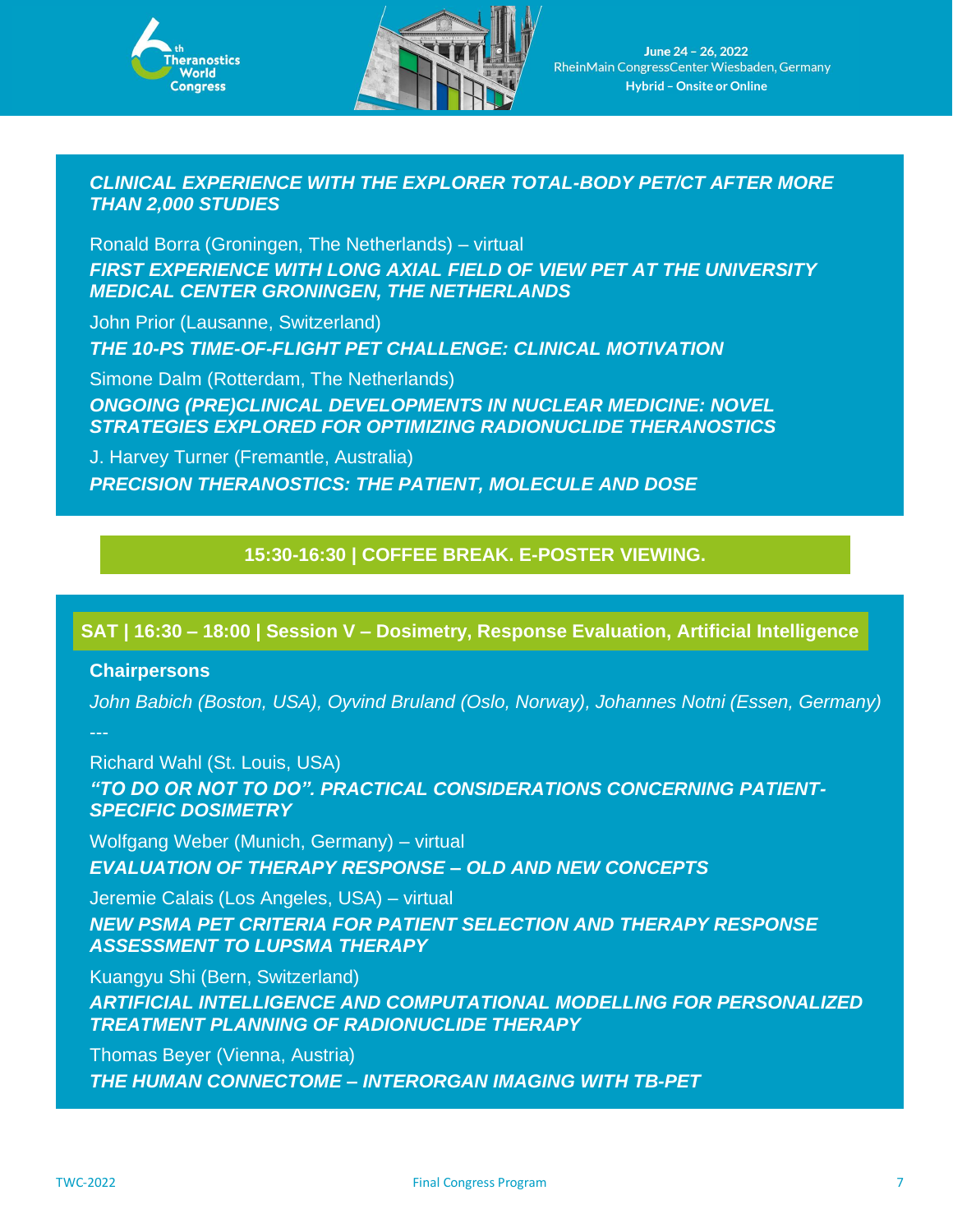***CLINICAL EXPERIENCE WITH THE EXPLORER TOTAL-BODY PET/CT AFTER MORE THAN 2,000 STUDIES***

Ronald Borra (Groningen, The Netherlands) – virtual

***FIRST EXPERIENCE WITH LONG AXIAL FIELD OF VIEW PET AT THE UNIVERSITY MEDICAL CENTER GRONINGEN, THE NETHERLANDS***

John Prior (Lausanne, Switzerland)

***THE 10-PS TIME-OF-FLIGHT PET CHALLENGE: CLINICAL MOTIVATION***

Simone Dalm (Rotterdam, The Netherlands)

***ONGOING (PRE)CLINICAL DEVELOPMENTS IN NUCLEAR MEDICINE: NOVEL STRATEGIES EXPLORED FOR OPTIMIZING RADIONUCLIDE THERANOSTICS***

J. Harvey Turner (Fremantle, Australia)

***PRECISION THERANOSTICS: THE PATIENT, MOLECULE AND DOSE***

**15:30-16:30 | COFFEE BREAK. E-POSTER VIEWING.**

## SAT | 16:30 – 18:00 | Session V – Dosimetry, Response Evaluation, Artificial Intelligence

**Chairpersons**

*John Babich (Boston, USA), Oyvind Bruland (Oslo, Norway), Johannes Notni (Essen, Germany)*

---

Richard Wahl (St. Louis, USA)

***"TO DO OR NOT TO DO". PRACTICAL CONSIDERATIONS CONCERNING PATIENT-SPECIFIC DOSIMETRY***

Wolfgang Weber (Munich, Germany) – virtual

***EVALUATION OF THERAPY RESPONSE – OLD AND NEW CONCEPTS***

Jeremie Calais (Los Angeles, USA) – virtual

***NEW PSMA PET CRITERIA FOR PATIENT SELECTION AND THERAPY RESPONSE ASSESSMENT TO LUPSMA THERAPY***

Kuangyu Shi (Bern, Switzerland)

***ARTIFICIAL INTELLIGENCE AND COMPUTATIONAL MODELLING FOR PERSONALIZED TREATMENT PLANNING OF RADIONUCLIDE THERAPY***

Thomas Beyer (Vienna, Austria)

***THE HUMAN CONNECTOME – INTERORGAN IMAGING WITH TB-PET***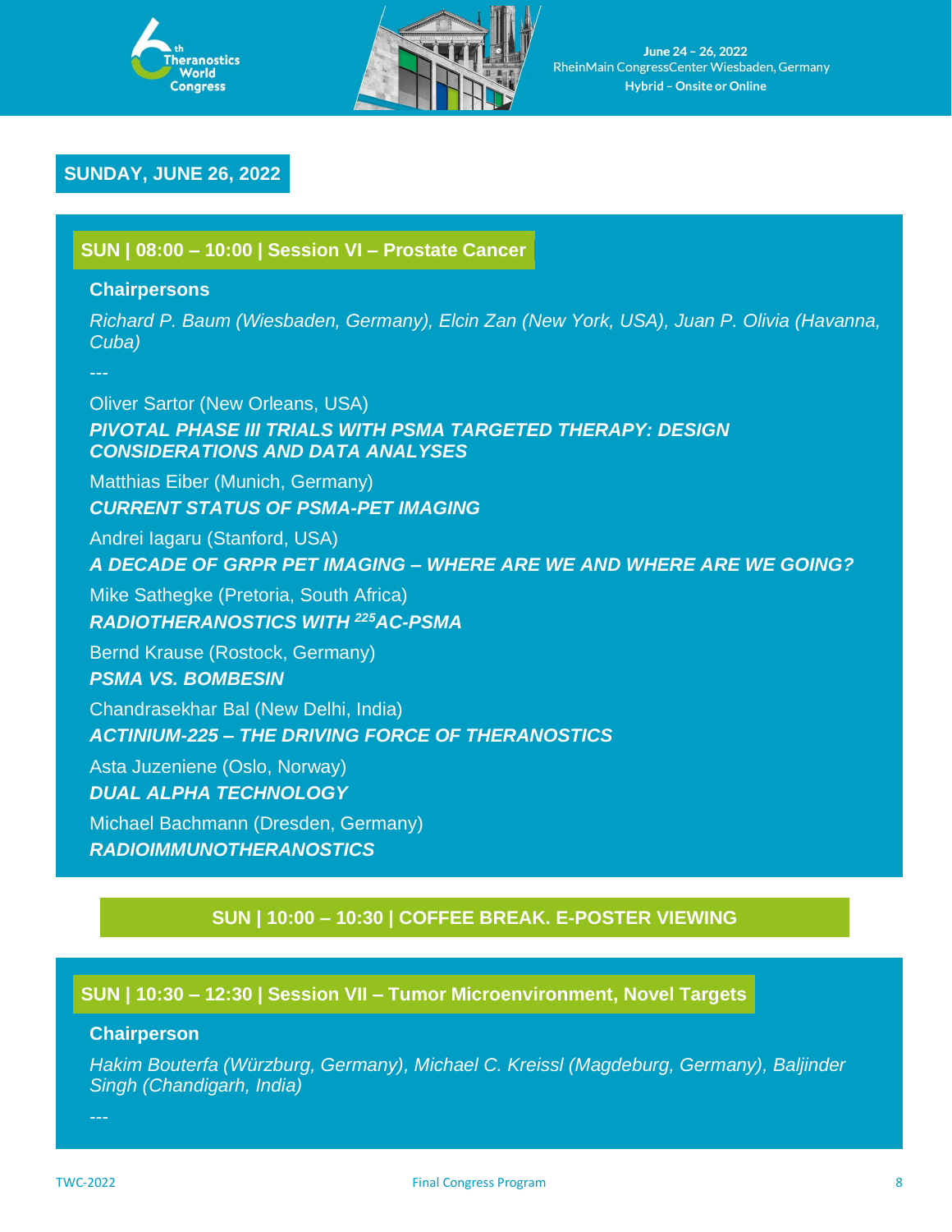## SUNDAY, JUNE 26, 2022

### SUN | 08:00 – 10:00 | Session VI – Prostate Cancer

**Chairpersons**

*Richard P. Baum (Wiesbaden, Germany), Elcin Zan (New York, USA), Juan P. Olivia (Havanna, Cuba)*

---

Oliver Sartor (New Orleans, USA)
***PIVOTAL PHASE III TRIALS WITH PSMA TARGETED THERAPY: DESIGN CONSIDERATIONS AND DATA ANALYSES***

Matthias Eiber (Munich, Germany)
***CURRENT STATUS OF PSMA-PET IMAGING***

Andrei Iagaru (Stanford, USA)
***A DECADE OF GRPR PET IMAGING – WHERE ARE WE AND WHERE ARE WE GOING?***

Mike Sathegke (Pretoria, South Africa)
***RADIOTHERANOSTICS WITH $^{225}$AC-PSMA***

Bernd Krause (Rostock, Germany)
***PSMA VS. BOMBESIN***

Chandrasekhar Bal (New Delhi, India)
***ACTINIUM-225 – THE DRIVING FORCE OF THERANOSTICS***

Asta Juzeniene (Oslo, Norway)
***DUAL ALPHA TECHNOLOGY***

Michael Bachmann (Dresden, Germany)
***RADIOIMMUNOTHERANOSTICS***

### SUN | 10:00 – 10:30 | COFFEE BREAK. E-POSTER VIEWING

### SUN | 10:30 – 12:30 | Session VII – Tumor Microenvironment, Novel Targets

**Chairperson**

*Hakim Bouterfa (Würzburg, Germany), Michael C. Kreissl (Magdeburg, Germany), Baljinder Singh (Chandigarh, India)*

---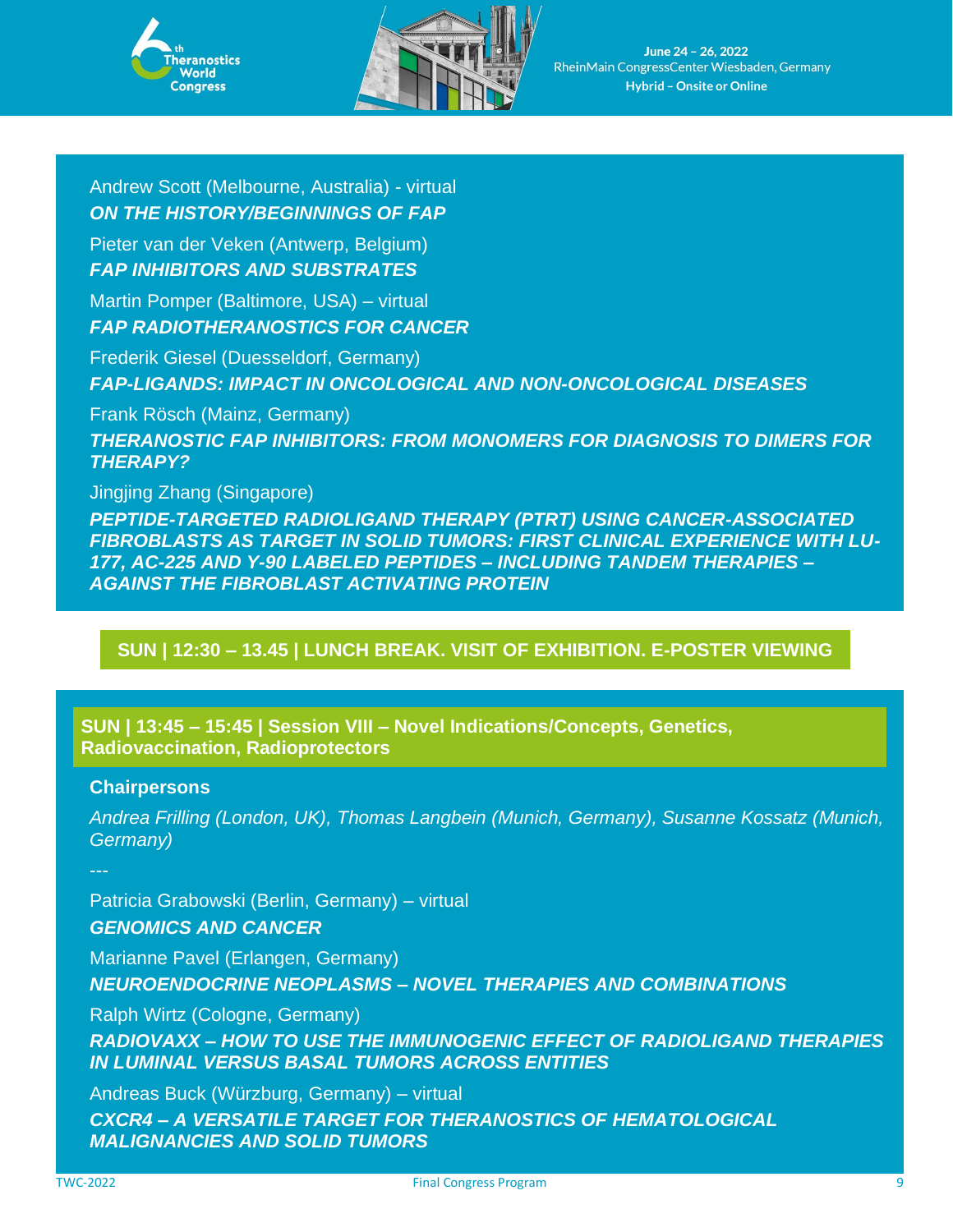Andrew Scott (Melbourne, Australia) - virtual

***ON THE HISTORY/BEGINNINGS OF FAP***

Pieter van der Veken (Antwerp, Belgium)

***FAP INHIBITORS AND SUBSTRATES***

Martin Pomper (Baltimore, USA) – virtual

***FAP RADIOTHERANOSTICS FOR CANCER***

Frederik Giesel (Duesseldorf, Germany)

***FAP-LIGANDS: IMPACT IN ONCOLOGICAL AND NON-ONCOLOGICAL DISEASES***

Frank Rösch (Mainz, Germany)

***THERANOSTIC FAP INHIBITORS: FROM MONOMERS FOR DIAGNOSIS TO DIMERS FOR THERAPY?***

Jingjing Zhang (Singapore)

***PEPTIDE-TARGETED RADIOLIGAND THERAPY (PTRT) USING CANCER-ASSOCIATED FIBROBLASTS AS TARGET IN SOLID TUMORS: FIRST CLINICAL EXPERIENCE WITH LU-177, AC-225 AND Y-90 LABELED PEPTIDES – INCLUDING TANDEM THERAPIES – AGAINST THE FIBROBLAST ACTIVATING PROTEIN***

## SUN | 12:30 – 13.45 | LUNCH BREAK. VISIT OF EXHIBITION. E-POSTER VIEWING

## SUN | 13:45 – 15:45 | Session VIII – Novel Indications/Concepts, Genetics, Radiovaccination, Radioprotectors

**Chairpersons**

*Andrea Frilling (London, UK), Thomas Langbein (Munich, Germany), Susanne Kossatz (Munich, Germany)*

---

Patricia Grabowski (Berlin, Germany) – virtual

***GENOMICS AND CANCER***

Marianne Pavel (Erlangen, Germany)

***NEUROENDOCRINE NEOPLASMS – NOVEL THERAPIES AND COMBINATIONS***

Ralph Wirtz (Cologne, Germany)

***RADIOVAXX – HOW TO USE THE IMMUNOGENIC EFFECT OF RADIOLIGAND THERAPIES IN LUMINAL VERSUS BASAL TUMORS ACROSS ENTITIES***

Andreas Buck (Würzburg, Germany) – virtual

***CXCR4 – A VERSATILE TARGET FOR THERANOSTICS OF HEMATOLOGICAL MALIGNANCIES AND SOLID TUMORS***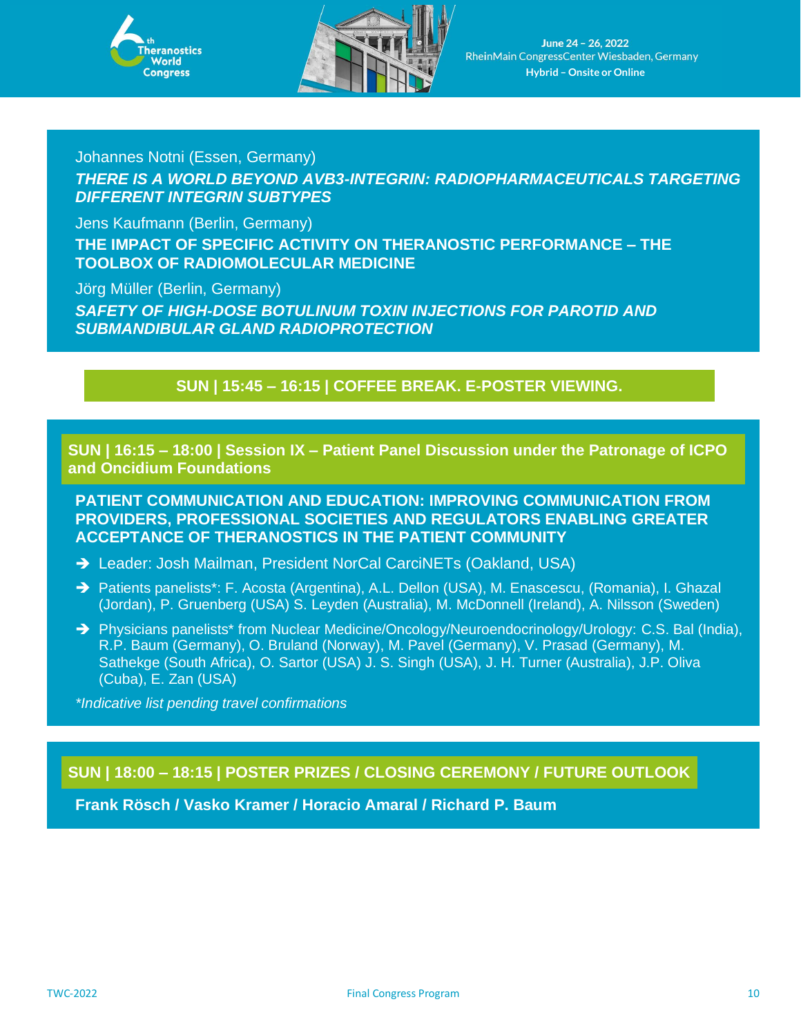Johannes Notni (Essen, Germany)

***THERE IS A WORLD BEYOND AVB3-INTEGRIN: RADIOPHARMACEUTICALS TARGETING DIFFERENT INTEGRIN SUBTYPES***

Jens Kaufmann (Berlin, Germany)

**THE IMPACT OF SPECIFIC ACTIVITY ON THERANOSTIC PERFORMANCE – THE TOOLBOX OF RADIOMOLECULAR MEDICINE**

Jörg Müller (Berlin, Germany)

***SAFETY OF HIGH-DOSE BOTULINUM TOXIN INJECTIONS FOR PAROTID AND SUBMANDIBULAR GLAND RADIOPROTECTION***

## SUN | 15:45 – 16:15 | COFFEE BREAK. E-POSTER VIEWING.

## SUN | 16:15 – 18:00 | Session IX – Patient Panel Discussion under the Patronage of ICPO and Oncidium Foundations

**PATIENT COMMUNICATION AND EDUCATION: IMPROVING COMMUNICATION FROM PROVIDERS, PROFESSIONAL SOCIETIES AND REGULATORS ENABLING GREATER ACCEPTANCE OF THERANOSTICS IN THE PATIENT COMMUNITY**

- ➔ Leader: Josh Mailman, President NorCal CarciNETs (Oakland, USA)
- ➔ Patients panelists*: F. Acosta (Argentina), A.L. Dellon (USA), M. Enascescu, (Romania), I. Ghazal (Jordan), P. Gruenberg (USA) S. Leyden (Australia), M. McDonnell (Ireland), A. Nilsson (Sweden)
- ➔ Physicians panelists* from Nuclear Medicine/Oncology/Neuroendocrinology/Urology: C.S. Bal (India), R.P. Baum (Germany), O. Bruland (Norway), M. Pavel (Germany), V. Prasad (Germany), M. Sathekge (South Africa), O. Sartor (USA) J. S. Singh (USA), J. H. Turner (Australia), J.P. Oliva (Cuba), E. Zan (USA)

*\*Indicative list pending travel confirmations*

## SUN | 18:00 – 18:15 | POSTER PRIZES / CLOSING CEREMONY / FUTURE OUTLOOK

**Frank Rösch / Vasko Kramer / Horacio Amaral / Richard P. Baum**